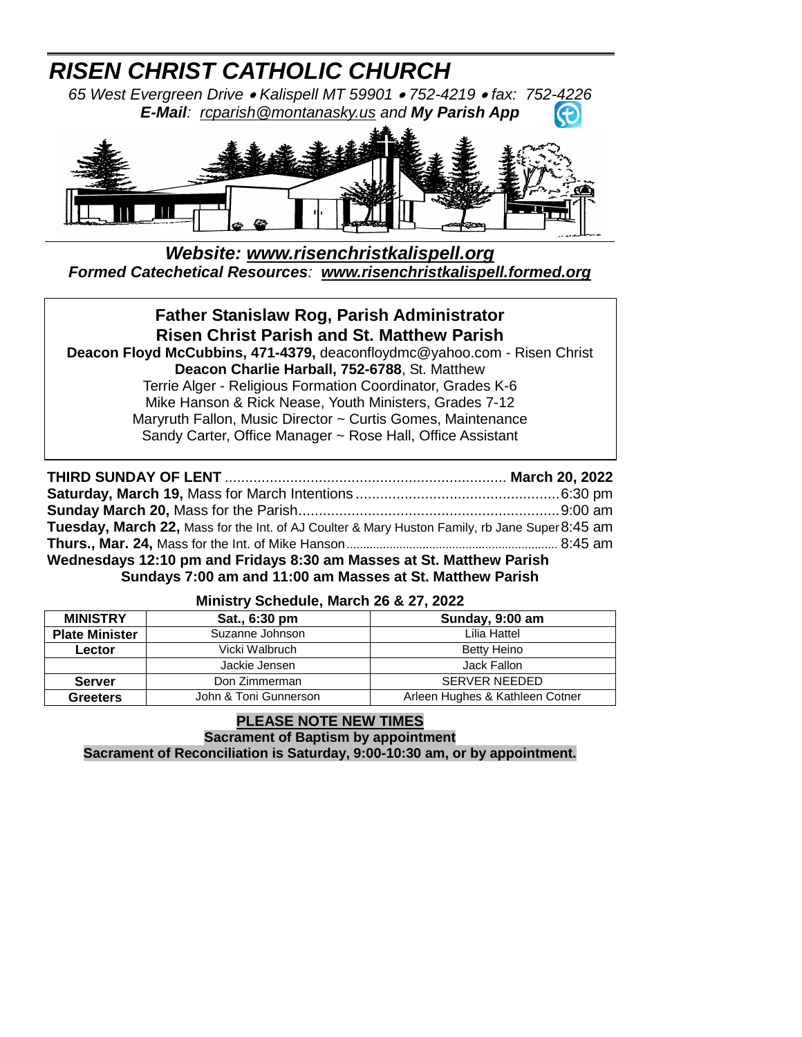# *RISEN CHRIST CATHOLIC CHURCH*

*65 West Evergreen Drive • Kalispell MT 59901 • 752-4219 • fax: 752-4226*
***E-Mail**: rcparish@montanasky.us and **My Parish App***

***Website: www.risenchristkalispell.org***
***Formed Catechetical Resources**: **www.risenchristkalispell.formed.org***

**Father Stanislaw Rog, Parish Administrator**
**Risen Christ Parish and St. Matthew Parish**
**Deacon Floyd McCubbins, 471-4379,** deaconfloydmc@yahoo.com - Risen Christ
**Deacon Charlie Harball, 752-6788**, St. Matthew
Terrie Alger - Religious Formation Coordinator, Grades K-6
Mike Hanson & Rick Nease, Youth Ministers, Grades 7-12
Maryruth Fallon, Music Director ~ Curtis Gomes, Maintenance
Sandy Carter, Office Manager ~ Rose Hall, Office Assistant

**THIRD SUNDAY OF LENT** ........................................ **March 20, 2022**
**Saturday, March 19,** Mass for March Intentions ........................................ 6:30 pm
**Sunday March 20,** Mass for the Parish........................................ 9:00 am
**Tuesday, March 22,** Mass for the Int. of AJ Coulter & Mary Huston Family, rb Jane Super 8:45 am
**Thurs., Mar. 24,** Mass for the Int. of Mike Hanson........................................ 8:45 am
**Wednesdays 12:10 pm and Fridays 8:30 am Masses at St. Matthew Parish**
**Sundays 7:00 am and 11:00 am Masses at St. Matthew Parish**

**Ministry Schedule, March 26 & 27, 2022**

| MINISTRY | Sat., 6:30 pm | Sunday, 9:00 am |
|---|---|---|
| Plate Minister | Suzanne Johnson | Lilia Hattel |
| Lector | Vicki Walbruch | Betty Heino |
| | Jackie Jensen | Jack Fallon |
| Server | Don Zimmerman | SERVER NEEDED |
| Greeters | John & Toni Gunnerson | Arleen Hughes & Kathleen Cotner |

**PLEASE NOTE NEW TIMES**
**Sacrament of Baptism by appointment**
**Sacrament of Reconciliation is Saturday, 9:00-10:30 am, or by appointment.**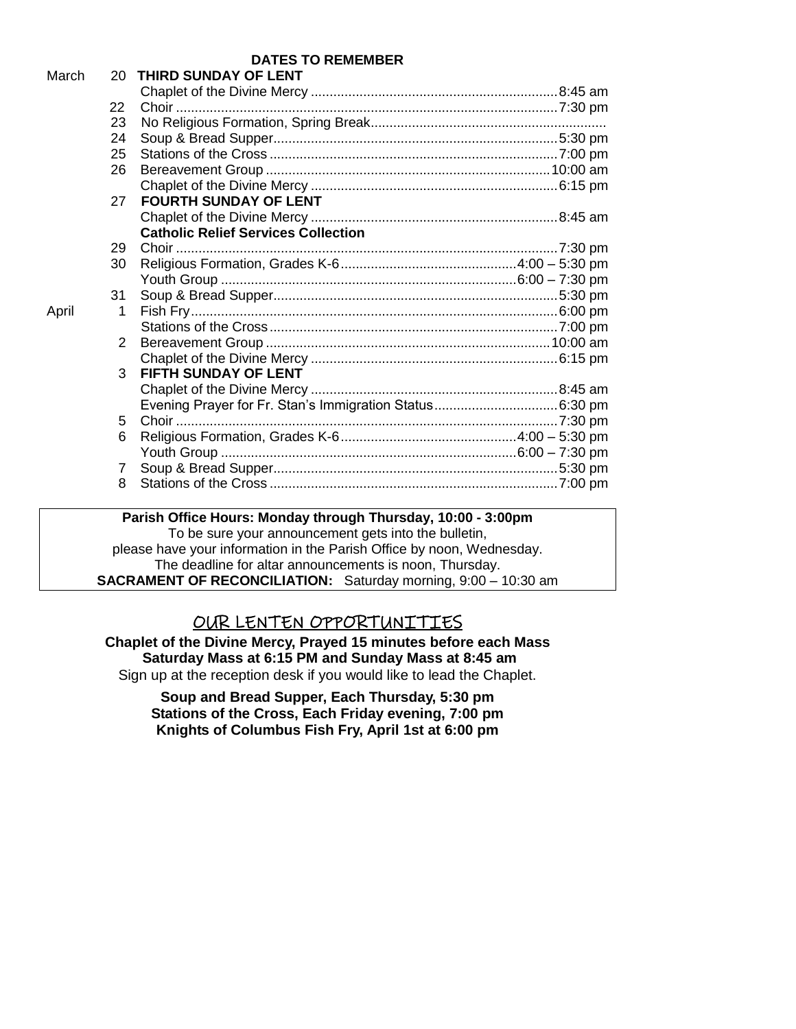## DATES TO REMEMBER

| Month | Day | Event | Time |
|---|---|---|---|
| March | 20 | **THIRD SUNDAY OF LENT** | |
| | | Chaplet of the Divine Mercy | 8:45 am |
| | 22 | Choir | 7:30 pm |
| | 23 | No Religious Formation, Spring Break | |
| | 24 | Soup & Bread Supper | 5:30 pm |
| | 25 | Stations of the Cross | 7:00 pm |
| | 26 | Bereavement Group | 10:00 am |
| | | Chaplet of the Divine Mercy | 6:15 pm |
| | 27 | **FOURTH SUNDAY OF LENT** | |
| | | Chaplet of the Divine Mercy | 8:45 am |
| | | **Catholic Relief Services Collection** | |
| | 29 | Choir | 7:30 pm |
| | 30 | Religious Formation, Grades K-6 | 4:00 – 5:30 pm |
| | | Youth Group | 6:00 – 7:30 pm |
| | 31 | Soup & Bread Supper | 5:30 pm |
| April | 1 | Fish Fry | 6:00 pm |
| | | Stations of the Cross | 7:00 pm |
| | 2 | Bereavement Group | 10:00 am |
| | | Chaplet of the Divine Mercy | 6:15 pm |
| | 3 | **FIFTH SUNDAY OF LENT** | |
| | | Chaplet of the Divine Mercy | 8:45 am |
| | | Evening Prayer for Fr. Stan's Immigration Status | 6:30 pm |
| | 5 | Choir | 7:30 pm |
| | 6 | Religious Formation, Grades K-6 | 4:00 – 5:30 pm |
| | | Youth Group | 6:00 – 7:30 pm |
| | 7 | Soup & Bread Supper | 5:30 pm |
| | 8 | Stations of the Cross | 7:00 pm |

**Parish Office Hours: Monday through Thursday, 10:00 - 3:00pm**
To be sure your announcement gets into the bulletin,
please have your information in the Parish Office by noon, Wednesday.
The deadline for altar announcements is noon, Thursday.
**SACRAMENT OF RECONCILIATION:** Saturday morning, 9:00 – 10:30 am

## OUR LENTEN OPPORTUNITIES

**Chaplet of the Divine Mercy, Prayed 15 minutes before each Mass**
**Saturday Mass at 6:15 PM and Sunday Mass at 8:45 am**
Sign up at the reception desk if you would like to lead the Chaplet.

**Soup and Bread Supper, Each Thursday, 5:30 pm**
**Stations of the Cross, Each Friday evening, 7:00 pm**
**Knights of Columbus Fish Fry, April 1st at 6:00 pm**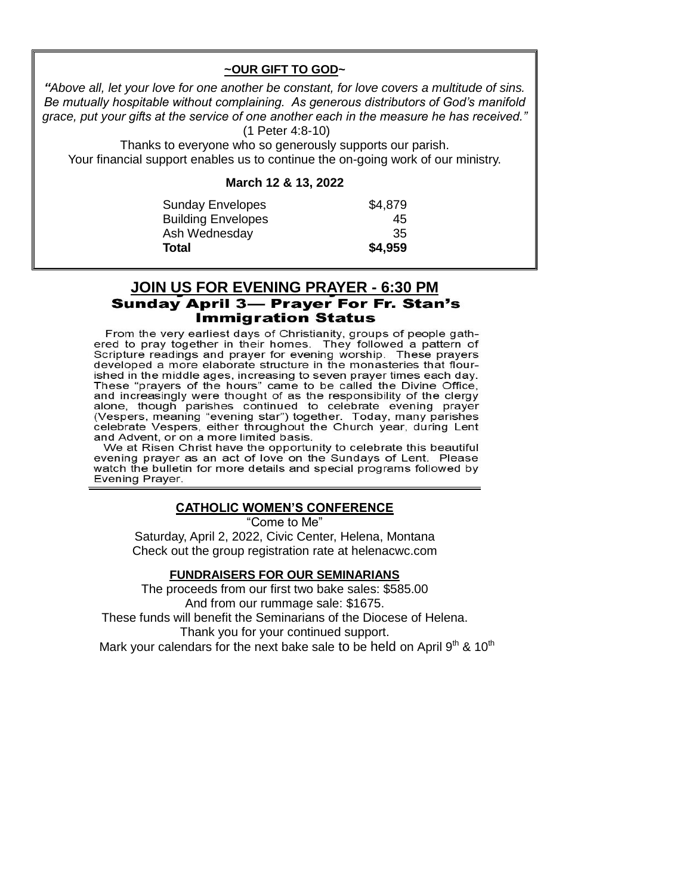## ~OUR GIFT TO GOD~

*"Above all, let your love for one another be constant, for love covers a multitude of sins. Be mutually hospitable without complaining. As generous distributors of God's manifold grace, put your gifts at the service of one another each in the measure he has received."*
(1 Peter 4:8-10)

Thanks to everyone who so generously supports our parish.
Your financial support enables us to continue the on-going work of our ministry.

**March 12 & 13, 2022**

| | |
|---|---|
| Sunday Envelopes | $4,879 |
| Building Envelopes | 45 |
| Ash Wednesday | 35 |
| **Total** | **$4,959** |

## JOIN US FOR EVENING PRAYER - 6:30 PM

**Sunday April 3— Prayer For Fr. Stan's Immigration Status**

From the very earliest days of Christianity, groups of people gathered to pray together in their homes. They followed a pattern of Scripture readings and prayer for evening worship. These prayers developed a more elaborate structure in the monasteries that flourished in the middle ages, increasing to seven prayer times each day. These "prayers of the hours" came to be called the Divine Office, and increasingly were thought of as the responsibility of the clergy alone, though parishes continued to celebrate evening prayer (Vespers, meaning "evening star") together. Today, many parishes celebrate Vespers, either throughout the Church year, during Lent and Advent, or on a more limited basis.

We at Risen Christ have the opportunity to celebrate this beautiful evening prayer as an act of love on the Sundays of Lent. Please watch the bulletin for more details and special programs followed by Evening Prayer.

## CATHOLIC WOMEN'S CONFERENCE

"Come to Me"
Saturday, April 2, 2022, Civic Center, Helena, Montana
Check out the group registration rate at helenacwc.com

## FUNDRAISERS FOR OUR SEMINARIANS

The proceeds from our first two bake sales: $585.00
And from our rummage sale: $1675.
These funds will benefit the Seminarians of the Diocese of Helena.
Thank you for your continued support.
Mark your calendars for the next bake sale to be held on April 9th & 10th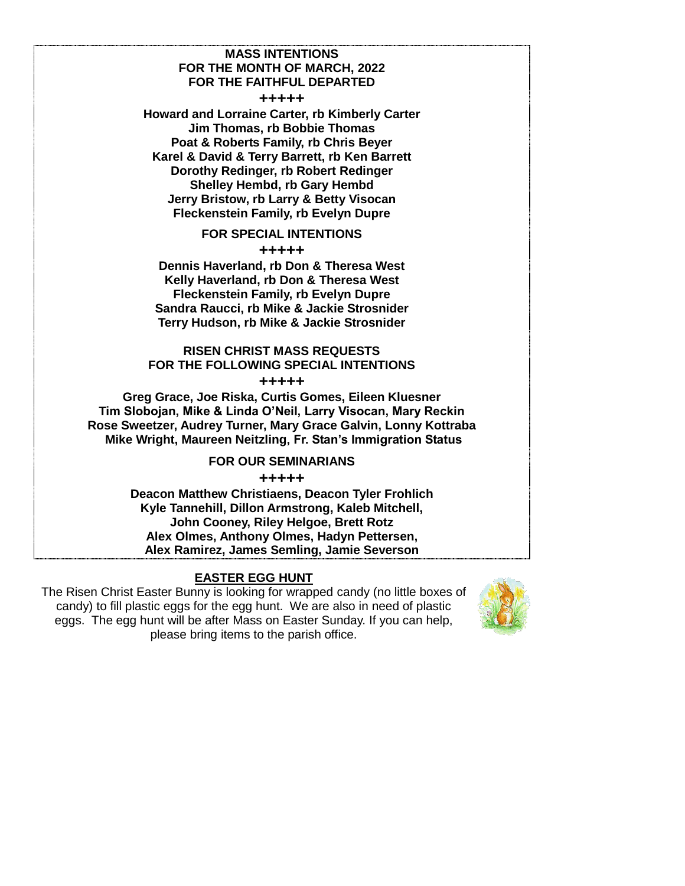**MASS INTENTIONS**
**FOR THE MONTH OF MARCH, 2022**
**FOR THE FAITHFUL DEPARTED**

**+++++**

**Howard and Lorraine Carter, rb Kimberly Carter**
**Jim Thomas, rb Bobbie Thomas**
**Poat & Roberts Family, rb Chris Beyer**
**Karel & David & Terry Barrett, rb Ken Barrett**
**Dorothy Redinger, rb Robert Redinger**
**Shelley Hembd, rb Gary Hembd**
**Jerry Bristow, rb Larry & Betty Visocan**
**Fleckenstein Family, rb Evelyn Dupre**

**FOR SPECIAL INTENTIONS**

**+++++**

**Dennis Haverland, rb Don & Theresa West**
**Kelly Haverland, rb Don & Theresa West**
**Fleckenstein Family, rb Evelyn Dupre**
**Sandra Raucci, rb Mike & Jackie Strosnider**
**Terry Hudson, rb Mike & Jackie Strosnider**

**RISEN CHRIST MASS REQUESTS**
**FOR THE FOLLOWING SPECIAL INTENTIONS**

**+++++**

**Greg Grace, Joe Riska, Curtis Gomes, Eileen Kluesner**
**Tim Slobojan, Mike & Linda O'Neil, Larry Visocan, Mary Reckin**
**Rose Sweetzer, Audrey Turner, Mary Grace Galvin, Lonny Kottraba**
**Mike Wright, Maureen Neitzling, Fr. Stan's Immigration Status**

**FOR OUR SEMINARIANS**

**+++++**

**Deacon Matthew Christiaens, Deacon Tyler Frohlich**
**Kyle Tannehill, Dillon Armstrong, Kaleb Mitchell,**
**John Cooney, Riley Helgoe, Brett Rotz**
**Alex Olmes, Anthony Olmes, Hadyn Pettersen,**
**Alex Ramirez, James Semling, Jamie Severson**

## EASTER EGG HUNT

The Risen Christ Easter Bunny is looking for wrapped candy (no little boxes of candy) to fill plastic eggs for the egg hunt. We are also in need of plastic eggs. The egg hunt will be after Mass on Easter Sunday. If you can help, please bring items to the parish office.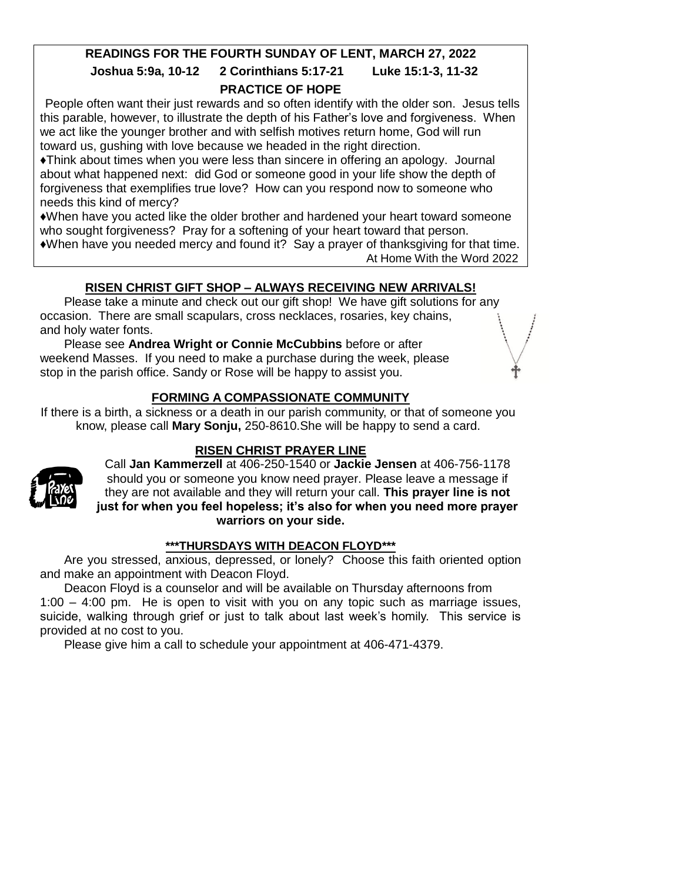**READINGS FOR THE FOURTH SUNDAY OF LENT, MARCH 27, 2022**

**Joshua 5:9a, 10-12 2 Corinthians 5:17-21 Luke 15:1-3, 11-32**

**PRACTICE OF HOPE**

People often want their just rewards and so often identify with the older son. Jesus tells this parable, however, to illustrate the depth of his Father's love and forgiveness. When we act like the younger brother and with selfish motives return home, God will run toward us, gushing with love because we headed in the right direction.

♦Think about times when you were less than sincere in offering an apology. Journal about what happened next: did God or someone good in your life show the depth of forgiveness that exemplifies true love? How can you respond now to someone who needs this kind of mercy?

♦When have you acted like the older brother and hardened your heart toward someone who sought forgiveness? Pray for a softening of your heart toward that person.

♦When have you needed mercy and found it? Say a prayer of thanksgiving for that time.

At Home With the Word 2022

## RISEN CHRIST GIFT SHOP – ALWAYS RECEIVING NEW ARRIVALS!

Please take a minute and check out our gift shop! We have gift solutions for any occasion. There are small scapulars, cross necklaces, rosaries, key chains, and holy water fonts.

Please see **Andrea Wright or Connie McCubbins** before or after weekend Masses. If you need to make a purchase during the week, please stop in the parish office. Sandy or Rose will be happy to assist you.

## FORMING A COMPASSIONATE COMMUNITY

If there is a birth, a sickness or a death in our parish community, or that of someone you know, please call **Mary Sonju,** 250-8610.She will be happy to send a card.

## RISEN CHRIST PRAYER LINE

Call **Jan Kammerzell** at 406-250-1540 or **Jackie Jensen** at 406-756-1178 should you or someone you know need prayer. Please leave a message if they are not available and they will return your call. **This prayer line is not just for when you feel hopeless; it's also for when you need more prayer warriors on your side.**

## ***THURSDAYS WITH DEACON FLOYD***

Are you stressed, anxious, depressed, or lonely? Choose this faith oriented option and make an appointment with Deacon Floyd.

Deacon Floyd is a counselor and will be available on Thursday afternoons from 1:00 – 4:00 pm. He is open to visit with you on any topic such as marriage issues, suicide, walking through grief or just to talk about last week's homily. This service is provided at no cost to you.

Please give him a call to schedule your appointment at 406-471-4379.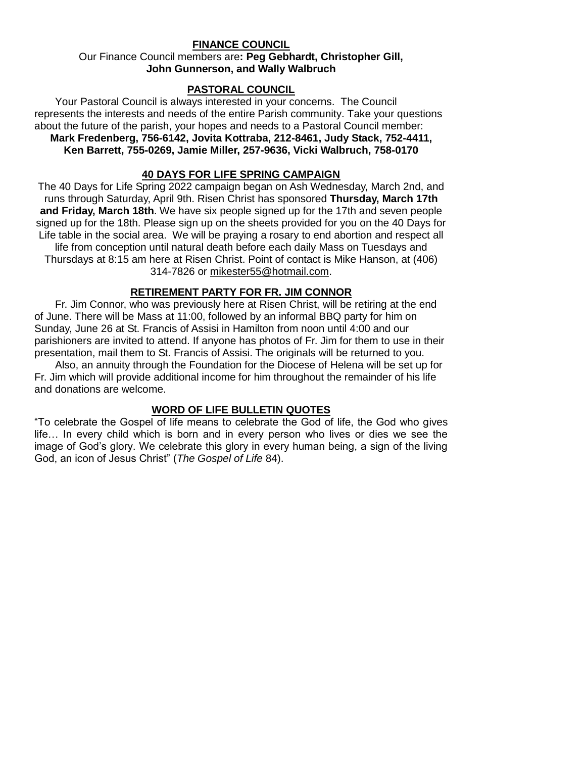## FINANCE COUNCIL

Our Finance Council members are**: Peg Gebhardt, Christopher Gill, John Gunnerson, and Wally Walbruch**

## PASTORAL COUNCIL

Your Pastoral Council is always interested in your concerns. The Council represents the interests and needs of the entire Parish community. Take your questions about the future of the parish, your hopes and needs to a Pastoral Council member:
**Mark Fredenberg, 756-6142, Jovita Kottraba, 212-8461, Judy Stack, 752-4411, Ken Barrett, 755-0269, Jamie Miller, 257-9636, Vicki Walbruch, 758-0170**

## 40 DAYS FOR LIFE SPRING CAMPAIGN

The 40 Days for Life Spring 2022 campaign began on Ash Wednesday, March 2nd, and runs through Saturday, April 9th. Risen Christ has sponsored **Thursday, March 17th and Friday, March 18th**. We have six people signed up for the 17th and seven people signed up for the 18th. Please sign up on the sheets provided for you on the 40 Days for Life table in the social area. We will be praying a rosary to end abortion and respect all life from conception until natural death before each daily Mass on Tuesdays and Thursdays at 8:15 am here at Risen Christ. Point of contact is Mike Hanson, at (406) 314-7826 or mikester55@hotmail.com.

## RETIREMENT PARTY FOR FR. JIM CONNOR

Fr. Jim Connor, who was previously here at Risen Christ, will be retiring at the end of June. There will be Mass at 11:00, followed by an informal BBQ party for him on Sunday, June 26 at St. Francis of Assisi in Hamilton from noon until 4:00 and our parishioners are invited to attend. If anyone has photos of Fr. Jim for them to use in their presentation, mail them to St. Francis of Assisi. The originals will be returned to you.

Also, an annuity through the Foundation for the Diocese of Helena will be set up for Fr. Jim which will provide additional income for him throughout the remainder of his life and donations are welcome.

## WORD OF LIFE BULLETIN QUOTES

"To celebrate the Gospel of life means to celebrate the God of life, the God who gives life… In every child which is born and in every person who lives or dies we see the image of God's glory. We celebrate this glory in every human being, a sign of the living God, an icon of Jesus Christ" (*The Gospel of Life* 84).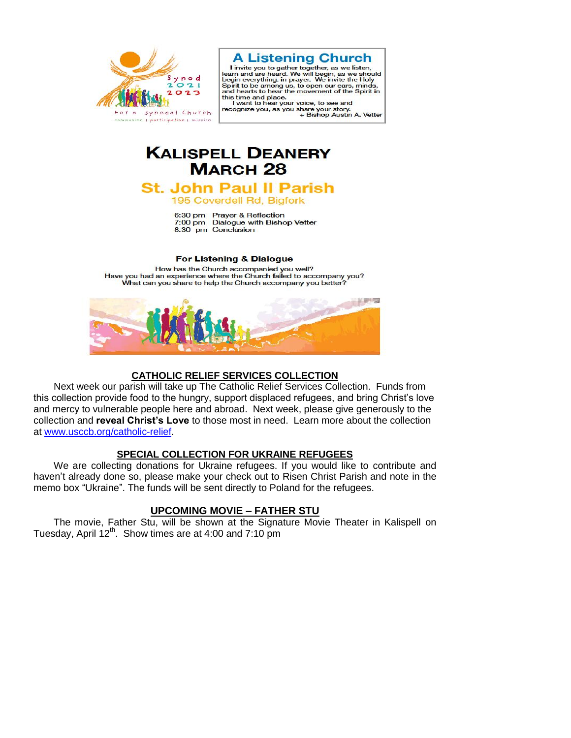Synod 2021 2023

For a synodal Church

communion | participation | mission

## A Listening Church

I invite you to gather together, as we listen, learn and are heard. We will begin, as we should begin everything, in prayer. We invite the Holy Spirit to be among us, to open our ears, minds, and hearts to hear the movement of the Spirit in this time and place.

I want to hear your voice, to see and recognize you, as you share your story.

+ Bishop Austin A. Vetter

# KALISPELL DEANERY MARCH 28

## St. John Paul II Parish

195 Coverdell Rd, Bigfork

6:30 pm Prayer & Reflection
7:00 pm Dialogue with Bishop Vetter
8:30 pm Conclusion

### For Listening & Dialogue

How has the Church accompanied you well?
Have you had an experience where the Church failed to accompany you?
What can you share to help the Church accompany you better?

## CATHOLIC RELIEF SERVICES COLLECTION

Next week our parish will take up The Catholic Relief Services Collection. Funds from this collection provide food to the hungry, support displaced refugees, and bring Christ's love and mercy to vulnerable people here and abroad. Next week, please give generously to the collection and **reveal Christ's Love** to those most in need. Learn more about the collection at [www.usccb.org/catholic-relief](www.usccb.org/catholic-relief).

## SPECIAL COLLECTION FOR UKRAINE REFUGEES

We are collecting donations for Ukraine refugees. If you would like to contribute and haven't already done so, please make your check out to Risen Christ Parish and note in the memo box "Ukraine". The funds will be sent directly to Poland for the refugees.

## UPCOMING MOVIE – FATHER STU

The movie, Father Stu, will be shown at the Signature Movie Theater in Kalispell on Tuesday, April 12th. Show times are at 4:00 and 7:10 pm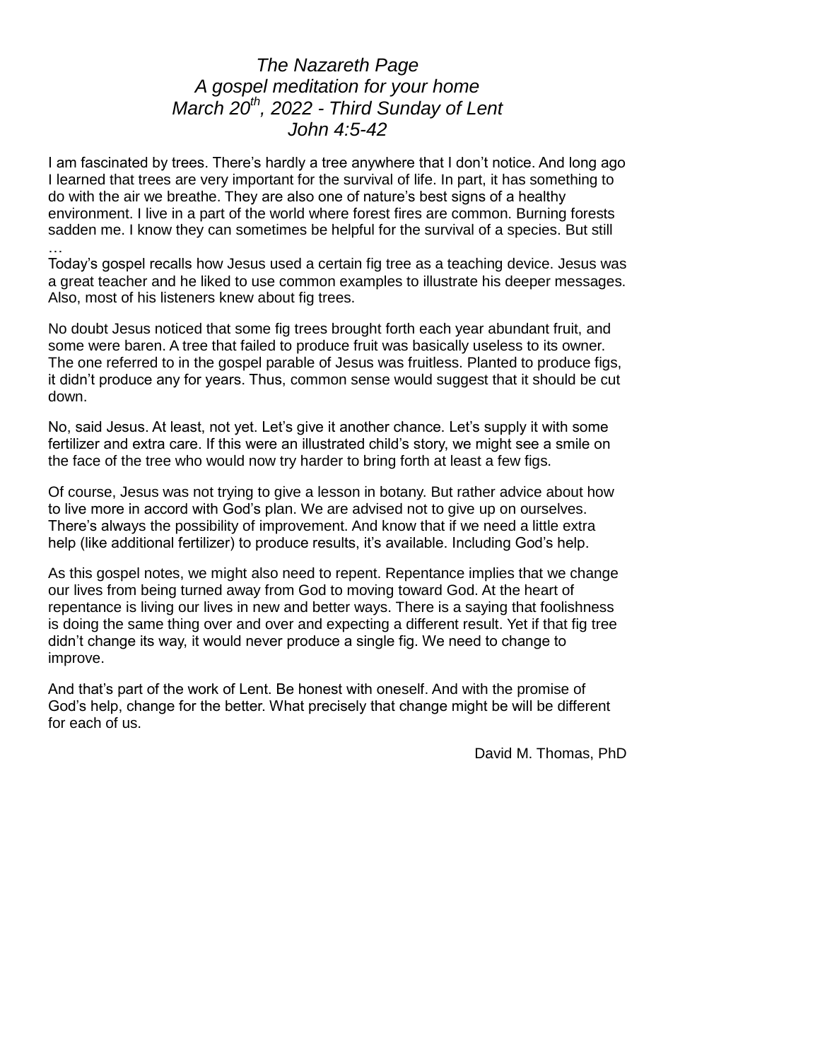*The Nazareth Page*
*A gospel meditation for your home*
*March 20th, 2022 - Third Sunday of Lent*
*John 4:5-42*

I am fascinated by trees. There's hardly a tree anywhere that I don't notice. And long ago I learned that trees are very important for the survival of life. In part, it has something to do with the air we breathe. They are also one of nature's best signs of a healthy environment. I live in a part of the world where forest fires are common. Burning forests sadden me. I know they can sometimes be helpful for the survival of a species. But still …

Today's gospel recalls how Jesus used a certain fig tree as a teaching device. Jesus was a great teacher and he liked to use common examples to illustrate his deeper messages. Also, most of his listeners knew about fig trees.

No doubt Jesus noticed that some fig trees brought forth each year abundant fruit, and some were baren. A tree that failed to produce fruit was basically useless to its owner. The one referred to in the gospel parable of Jesus was fruitless. Planted to produce figs, it didn't produce any for years. Thus, common sense would suggest that it should be cut down.

No, said Jesus. At least, not yet. Let's give it another chance. Let's supply it with some fertilizer and extra care. If this were an illustrated child's story, we might see a smile on the face of the tree who would now try harder to bring forth at least a few figs.

Of course, Jesus was not trying to give a lesson in botany. But rather advice about how to live more in accord with God's plan. We are advised not to give up on ourselves. There's always the possibility of improvement. And know that if we need a little extra help (like additional fertilizer) to produce results, it's available. Including God's help.

As this gospel notes, we might also need to repent. Repentance implies that we change our lives from being turned away from God to moving toward God. At the heart of repentance is living our lives in new and better ways. There is a saying that foolishness is doing the same thing over and over and expecting a different result. Yet if that fig tree didn't change its way, it would never produce a single fig. We need to change to improve.

And that's part of the work of Lent. Be honest with oneself. And with the promise of God's help, change for the better. What precisely that change might be will be different for each of us.

David M. Thomas, PhD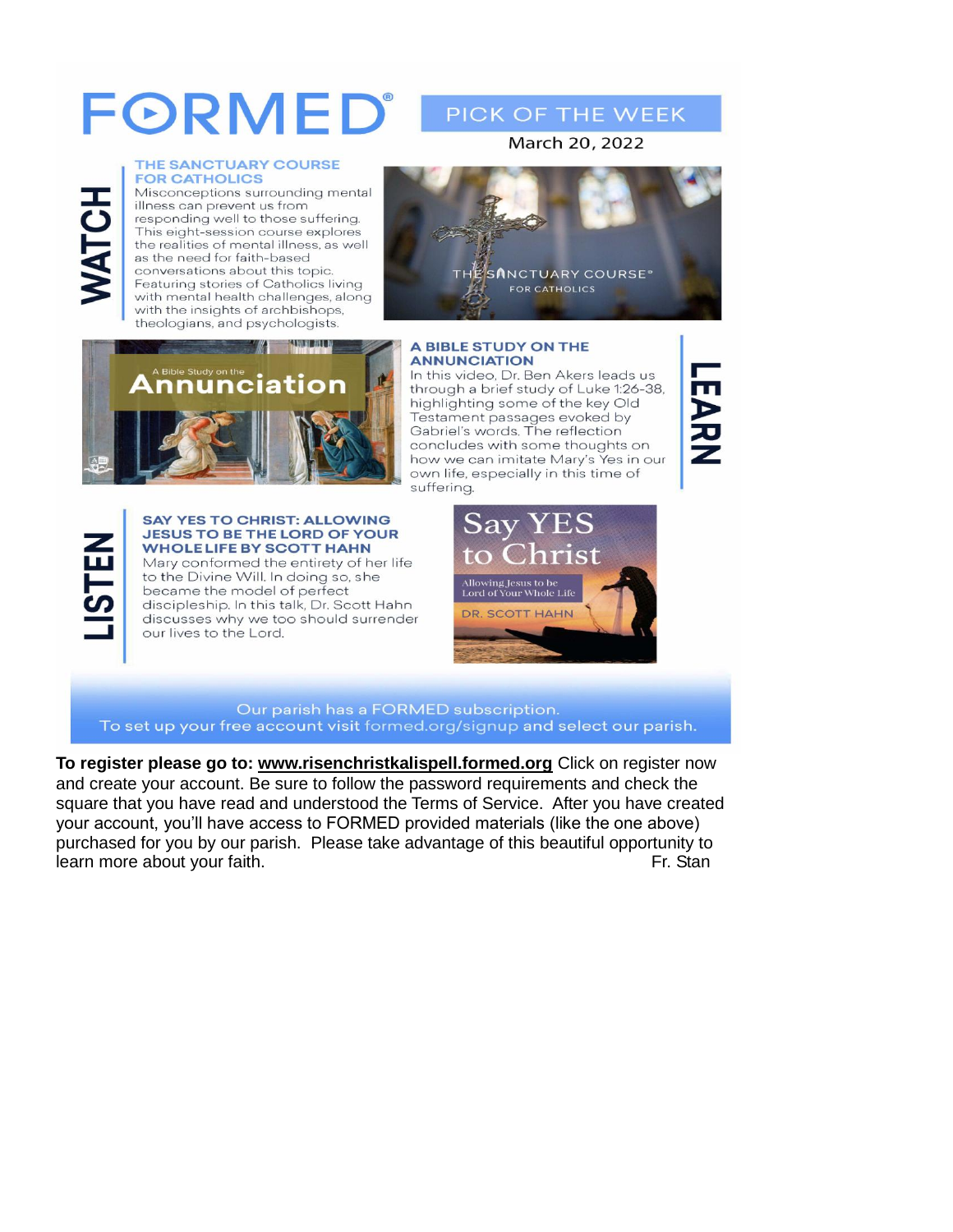# FORMED®

## PICK OF THE WEEK

March 20, 2022

### WATCH

**THE SANCTUARY COURSE FOR CATHOLICS**

Misconceptions surrounding mental illness can prevent us from responding well to those suffering. This eight-session course explores the realities of mental illness, as well as the need for faith-based conversations about this topic. Featuring stories of Catholics living with mental health challenges, along with the insights of archbishops, theologians, and psychologists.

THE SANCTUARY COURSE® FOR CATHOLICS

### LEARN

A Bible Study on the Annunciation

**A BIBLE STUDY ON THE ANNUNCIATION**

In this video, Dr. Ben Akers leads us through a brief study of Luke 1:26-38, highlighting some of the key Old Testament passages evoked by Gabriel's words. The reflection concludes with some thoughts on how we can imitate Mary's Yes in our own life, especially in this time of suffering.

### LISTEN

**SAY YES TO CHRIST: ALLOWING JESUS TO BE THE LORD OF YOUR WHOLE LIFE BY SCOTT HAHN**

Mary conformed the entirety of her life to the Divine Will. In doing so, she became the model of perfect discipleship. In this talk, Dr. Scott Hahn discusses why we too should surrender our lives to the Lord.

Say YES to Christ
Allowing Jesus to be Lord of Your Whole Life
DR. SCOTT HAHN

Our parish has a FORMED subscription.
To set up your free account visit formed.org/signup and select our parish.

**To register please go to: www.risenchristkalispell.formed.org** Click on register now and create your account. Be sure to follow the password requirements and check the square that you have read and understood the Terms of Service. After you have created your account, you'll have access to FORMED provided materials (like the one above) purchased for you by our parish. Please take advantage of this beautiful opportunity to learn more about your faith.

Fr. Stan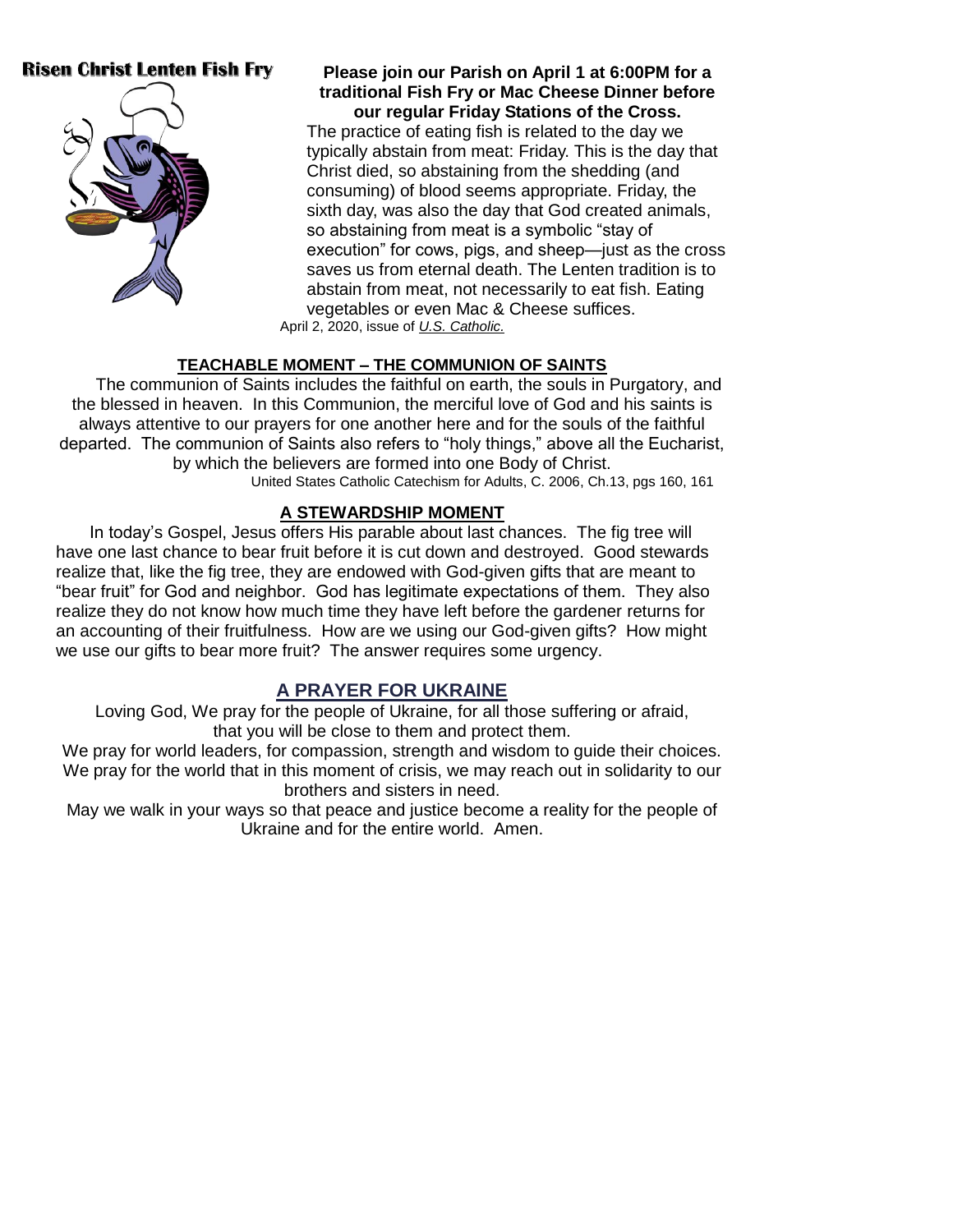## Risen Christ Lenten Fish Fry

**Please join our Parish on April 1 at 6:00PM for a traditional Fish Fry or Mac Cheese Dinner before our regular Friday Stations of the Cross.**

The practice of eating fish is related to the day we typically abstain from meat: Friday. This is the day that Christ died, so abstaining from the shedding (and consuming) of blood seems appropriate. Friday, the sixth day, was also the day that God created animals, so abstaining from meat is a symbolic "stay of execution" for cows, pigs, and sheep—just as the cross saves us from eternal death. The Lenten tradition is to abstain from meat, not necessarily to eat fish. Eating vegetables or even Mac & Cheese suffices.

April 2, 2020, issue of *U.S. Catholic.*

## TEACHABLE MOMENT – THE COMMUNION OF SAINTS

The communion of Saints includes the faithful on earth, the souls in Purgatory, and the blessed in heaven. In this Communion, the merciful love of God and his saints is always attentive to our prayers for one another here and for the souls of the faithful departed. The communion of Saints also refers to "holy things," above all the Eucharist, by which the believers are formed into one Body of Christ.

United States Catholic Catechism for Adults, C. 2006, Ch.13, pgs 160, 161

## A STEWARDSHIP MOMENT

In today's Gospel, Jesus offers His parable about last chances. The fig tree will have one last chance to bear fruit before it is cut down and destroyed. Good stewards realize that, like the fig tree, they are endowed with God-given gifts that are meant to "bear fruit" for God and neighbor. God has legitimate expectations of them. They also realize they do not know how much time they have left before the gardener returns for an accounting of their fruitfulness. How are we using our God-given gifts? How might we use our gifts to bear more fruit? The answer requires some urgency.

## A PRAYER FOR UKRAINE

Loving God, We pray for the people of Ukraine, for all those suffering or afraid, that you will be close to them and protect them.

We pray for world leaders, for compassion, strength and wisdom to guide their choices.

We pray for the world that in this moment of crisis, we may reach out in solidarity to our brothers and sisters in need.

May we walk in your ways so that peace and justice become a reality for the people of Ukraine and for the entire world. Amen.